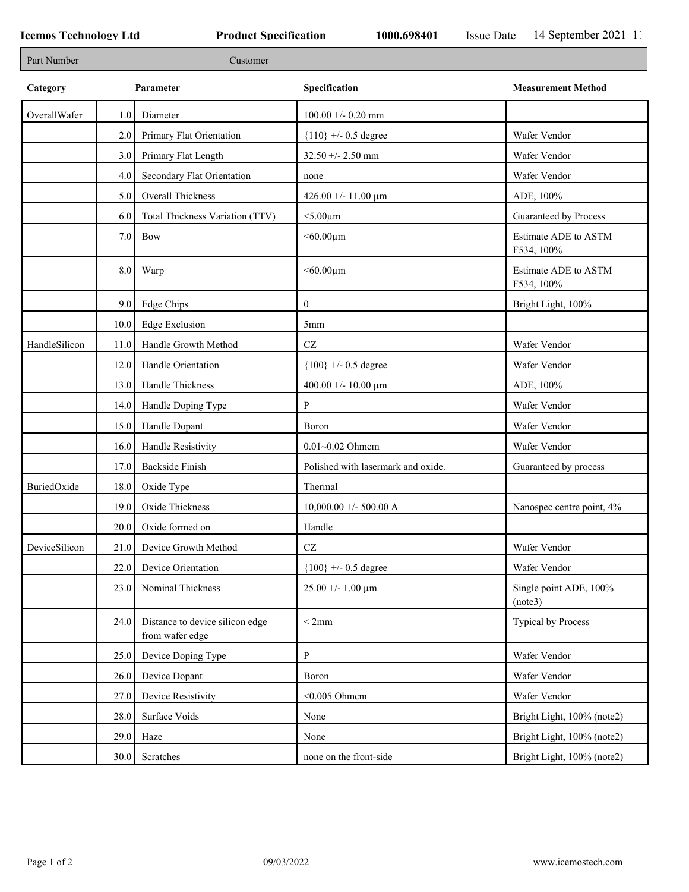**Icemos Technology Ltd** **Product Specification** **1000.698401** Issue Date 14 September 2021 11

| Part Number | Customer |
|---|---|

| Category | | Parameter | Specification | Measurement Method |
|---|---|---|---|---|
| OverallWafer | 1.0 | Diameter | 100.00 +/- 0.20 mm | |
| | 2.0 | Primary Flat Orientation | {110} +/- 0.5 degree | Wafer Vendor |
| | 3.0 | Primary Flat Length | 32.50 +/- 2.50 mm | Wafer Vendor |
| | 4.0 | Secondary Flat Orientation | none | Wafer Vendor |
| | 5.0 | Overall Thickness | 426.00 +/- 11.00 µm | ADE, 100% |
| | 6.0 | Total Thickness Variation (TTV) | <5.00µm | Guaranteed by Process |
| | 7.0 | Bow | <60.00µm | Estimate ADE to ASTM F534, 100% |
| | 8.0 | Warp | <60.00µm | Estimate ADE to ASTM F534, 100% |
| | 9.0 | Edge Chips | 0 | Bright Light, 100% |
| | 10.0 | Edge Exclusion | 5mm | |
| HandleSilicon | 11.0 | Handle Growth Method | CZ | Wafer Vendor |
| | 12.0 | Handle Orientation | {100} +/- 0.5 degree | Wafer Vendor |
| | 13.0 | Handle Thickness | 400.00 +/- 10.00 µm | ADE, 100% |
| | 14.0 | Handle Doping Type | P | Wafer Vendor |
| | 15.0 | Handle Dopant | Boron | Wafer Vendor |
| | 16.0 | Handle Resistivity | 0.01~0.02 Ohmcm | Wafer Vendor |
| | 17.0 | Backside Finish | Polished with lasermark and oxide. | Guaranteed by process |
| BuriedOxide | 18.0 | Oxide Type | Thermal | |
| | 19.0 | Oxide Thickness | 10,000.00 +/- 500.00 A | Nanospec centre point, 4% |
| | 20.0 | Oxide formed on | Handle | |
| DeviceSilicon | 21.0 | Device Growth Method | CZ | Wafer Vendor |
| | 22.0 | Device Orientation | {100} +/- 0.5 degree | Wafer Vendor |
| | 23.0 | Nominal Thickness | 25.00 +/- 1.00 µm | Single point ADE, 100% (note3) |
| | 24.0 | Distance to device silicon edge from wafer edge | < 2mm | Typical by Process |
| | 25.0 | Device Doping Type | P | Wafer Vendor |
| | 26.0 | Device Dopant | Boron | Wafer Vendor |
| | 27.0 | Device Resistivity | <0.005 Ohmcm | Wafer Vendor |
| | 28.0 | Surface Voids | None | Bright Light, 100% (note2) |
| | 29.0 | Haze | None | Bright Light, 100% (note2) |
| | 30.0 | Scratches | none on the front-side | Bright Light, 100% (note2) |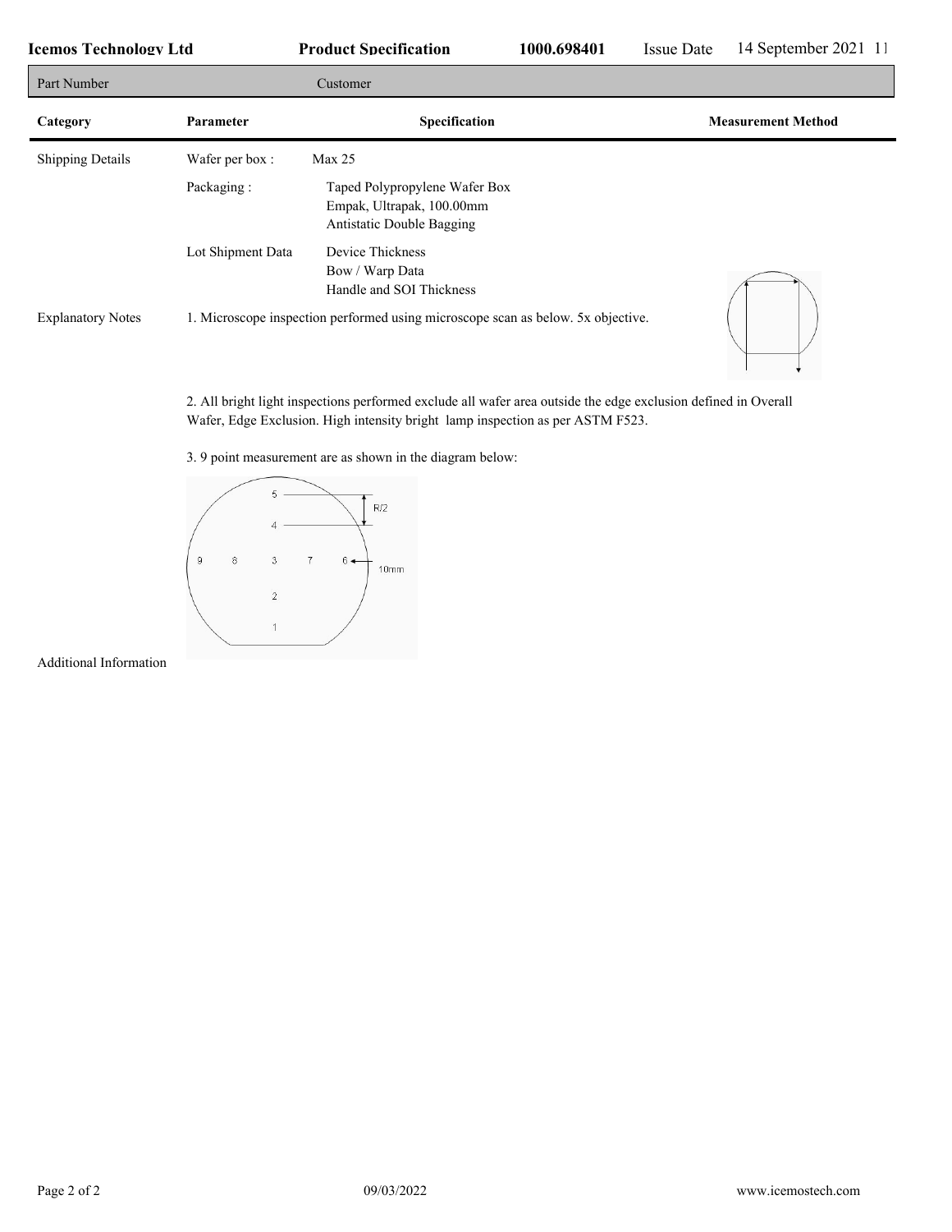| Part Number | | Customer | |
|---|---|---|---|
| **Category** | **Parameter** | **Specification** | **Measurement Method** |
| Shipping Details | Wafer per box : | Max 25 | |
| | Packaging : | Taped Polypropylene Wafer Box<br>Empak, Ultrapak, 100.00mm<br>Antistatic Double Bagging | |
| | Lot Shipment Data | Device Thickness<br>Bow / Warp Data<br>Handle and SOI Thickness | |
| Explanatory Notes | 1. Microscope inspection performed using microscope scan as below. 5x objective. | | |

2. All bright light inspections performed exclude all wafer area outside the edge exclusion defined in Overall Wafer, Edge Exclusion. High intensity bright lamp inspection as per ASTM F523.

3. 9 point measurement are as shown in the diagram below:

5
4
R/2
9 8 3 7 6
10mm
2
1

Additional Information